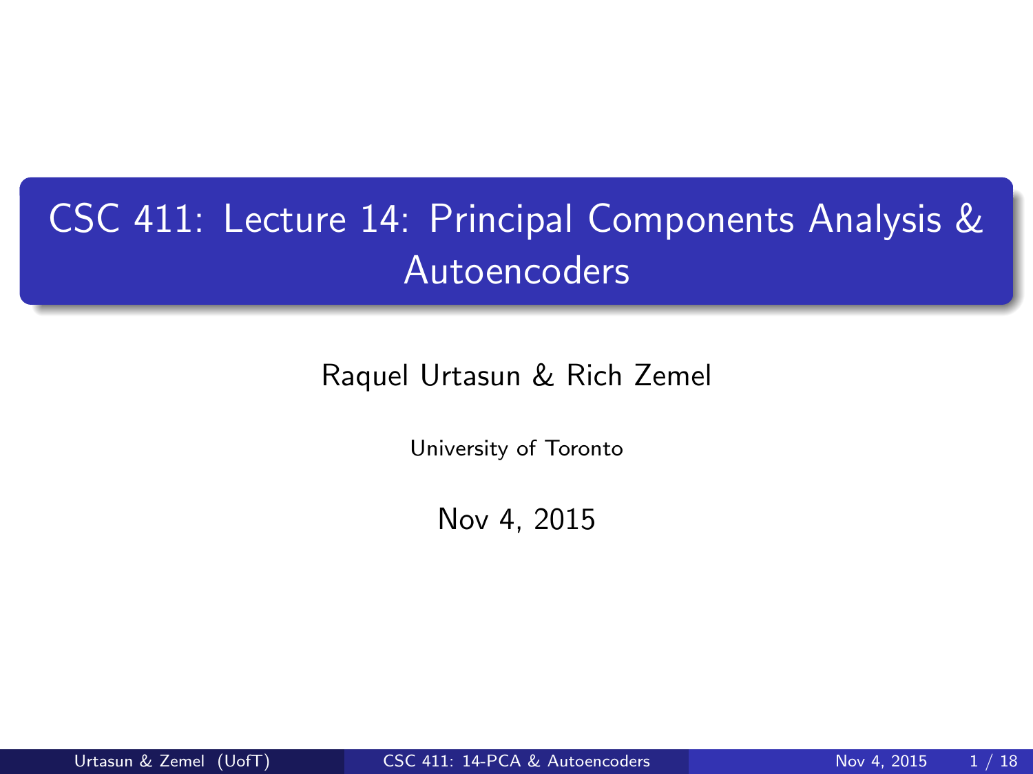# CSC 411: Lecture 14: Principal Components Analysis & Autoencoders

Raquel Urtasun & Rich Zemel

University of Toronto

Nov 4, 2015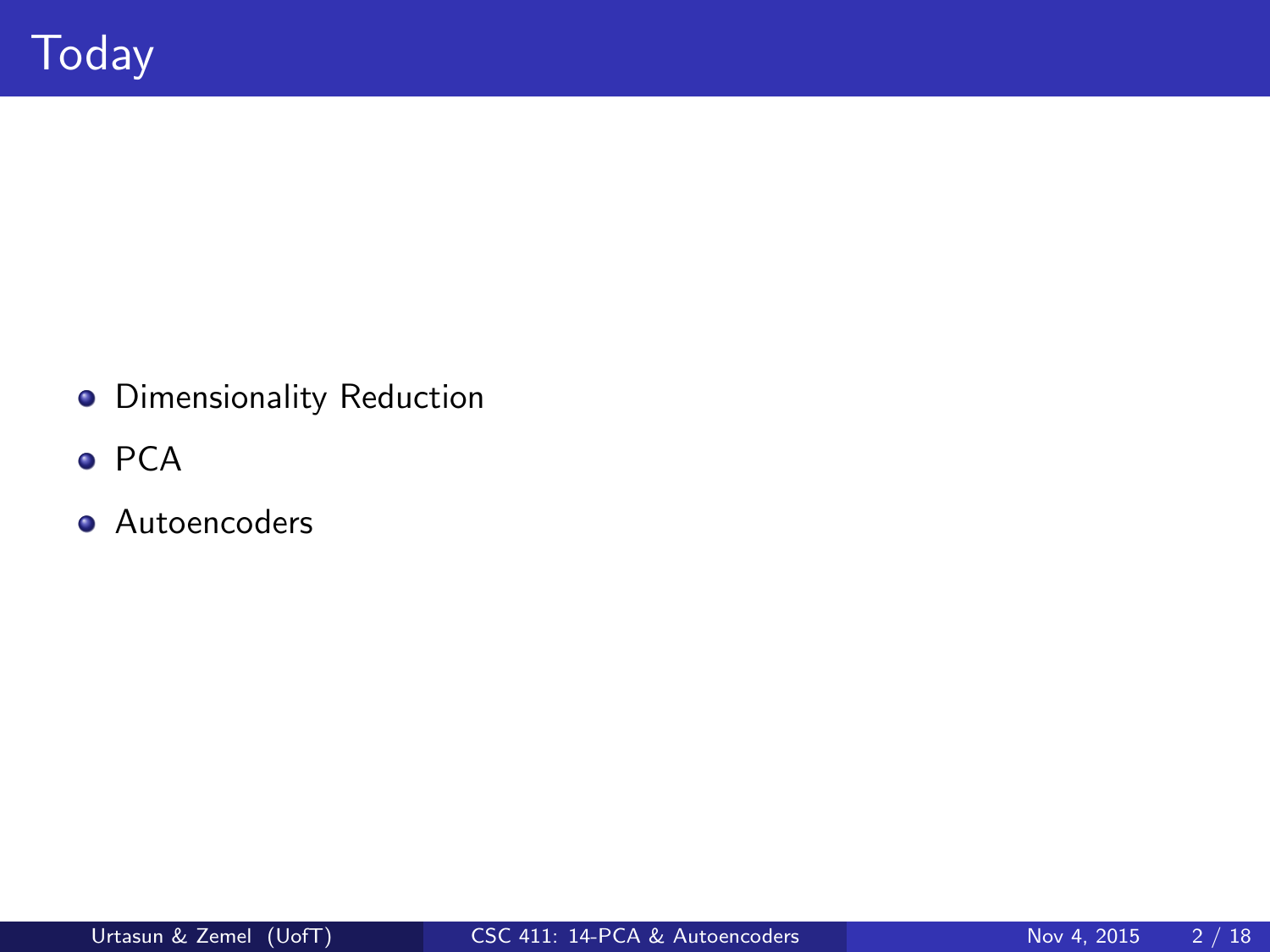# Today

- Dimensionality Reduction
- PCA
- Autoencoders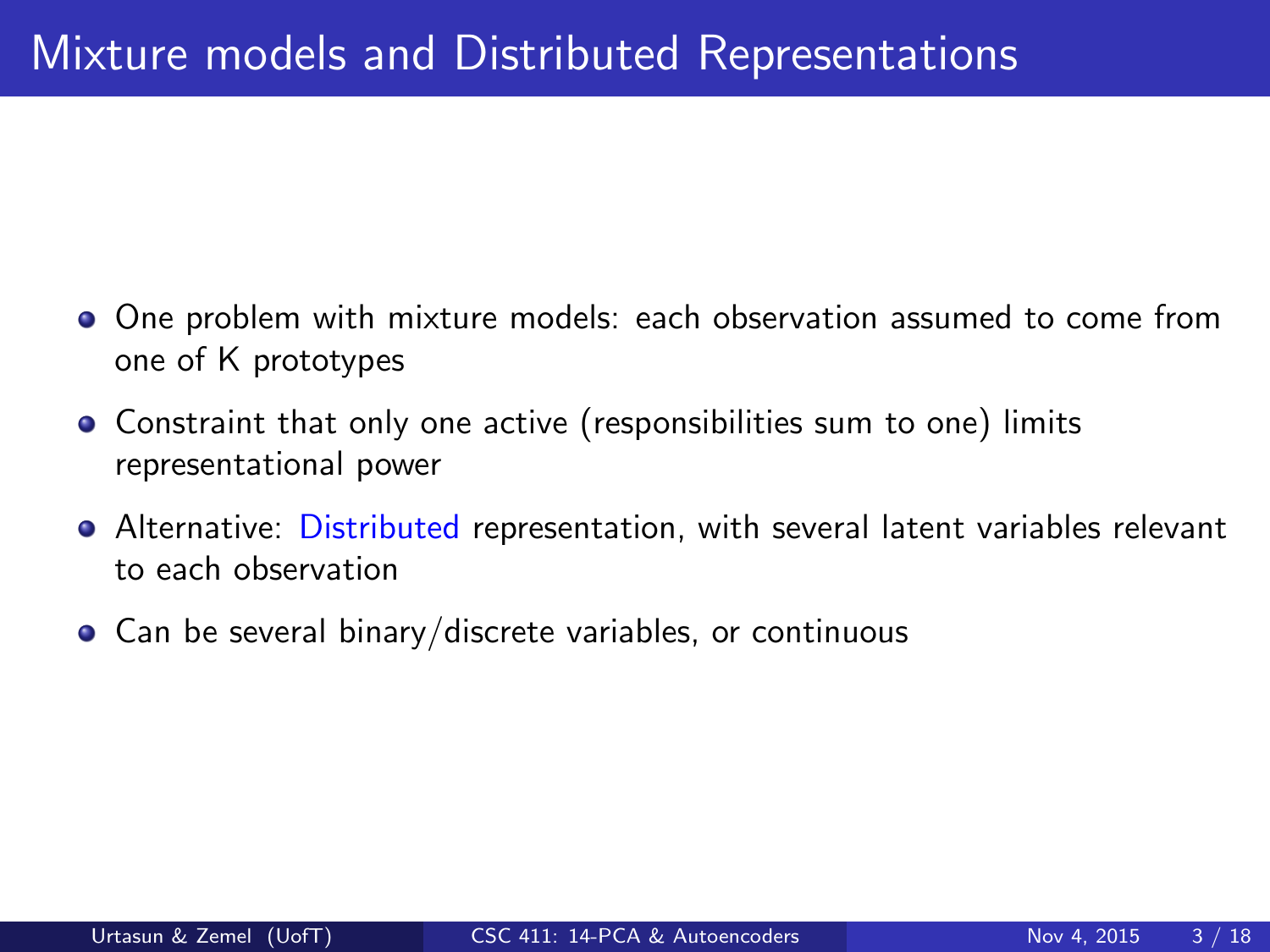# Mixture models and Distributed Representations

- One problem with mixture models: each observation assumed to come from one of K prototypes
- Constraint that only one active (responsibilities sum to one) limits representational power
- Alternative: Distributed representation, with several latent variables relevant to each observation
- Can be several binary/discrete variables, or continuous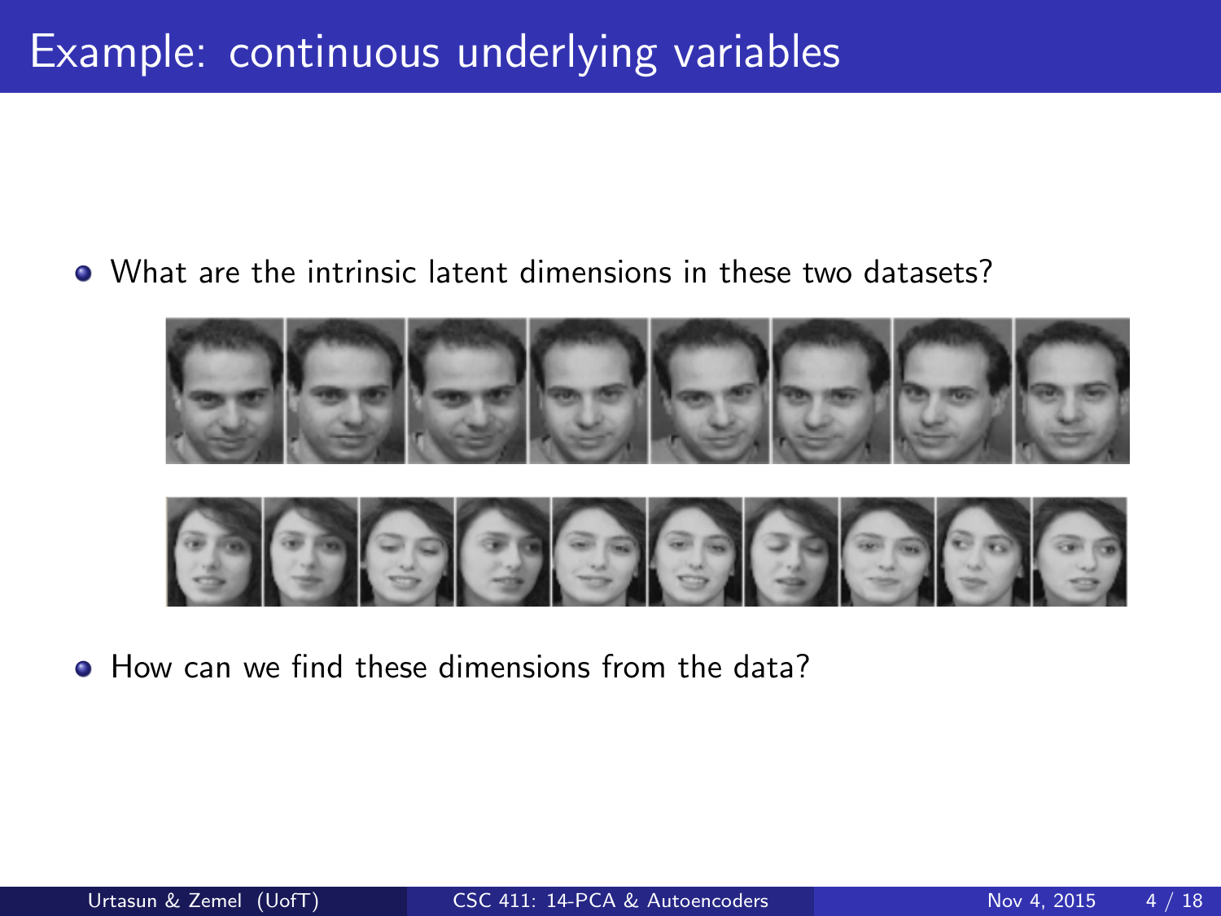# Example: continuous underlying variables

- What are the intrinsic latent dimensions in these two datasets?

- How can we find these dimensions from the data?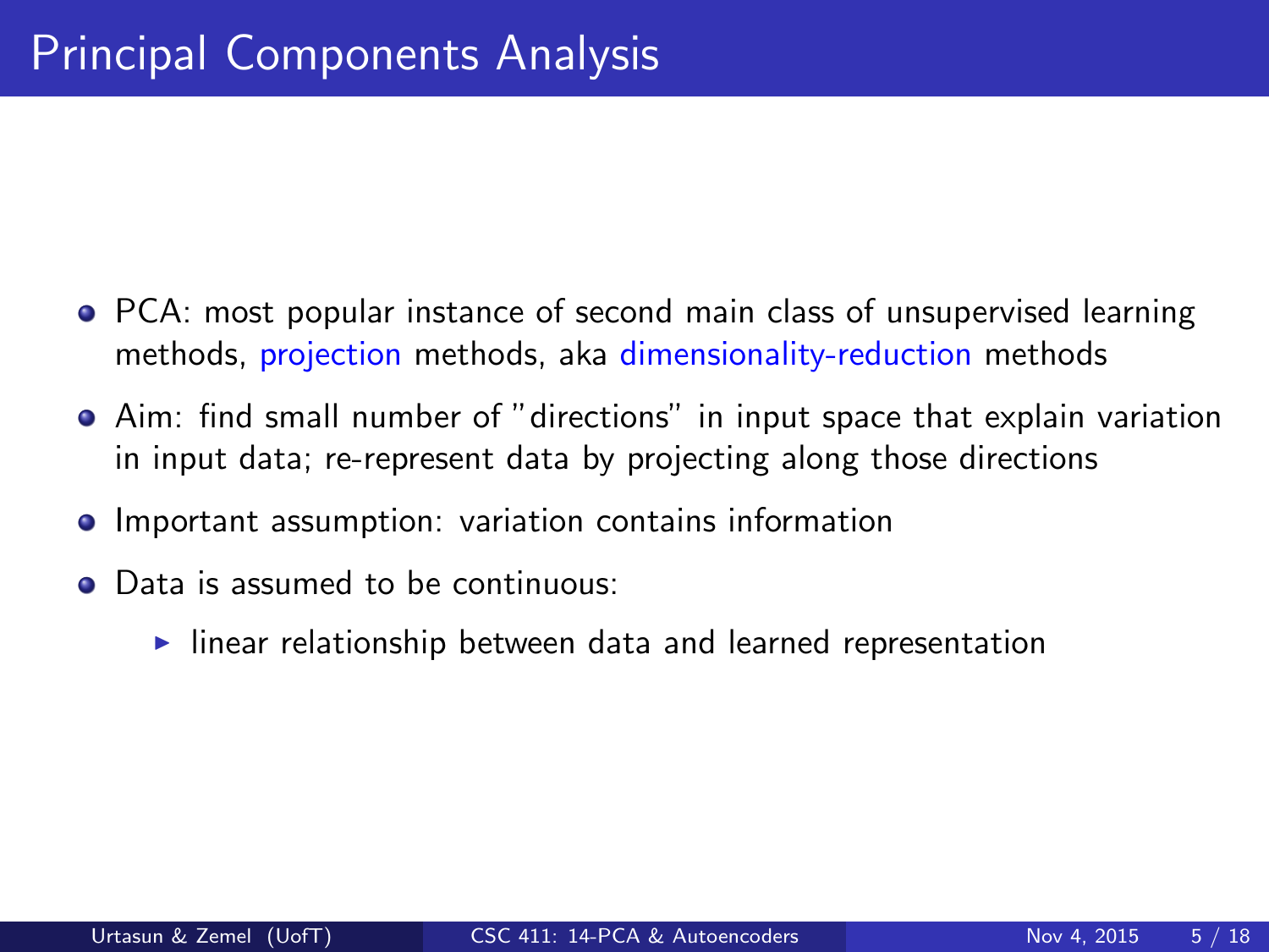# Principal Components Analysis

- PCA: most popular instance of second main class of unsupervised learning methods, projection methods, aka dimensionality-reduction methods
- Aim: find small number of "directions" in input space that explain variation in input data; re-represent data by projecting along those directions
- Important assumption: variation contains information
- Data is assumed to be continuous:
  - linear relationship between data and learned representation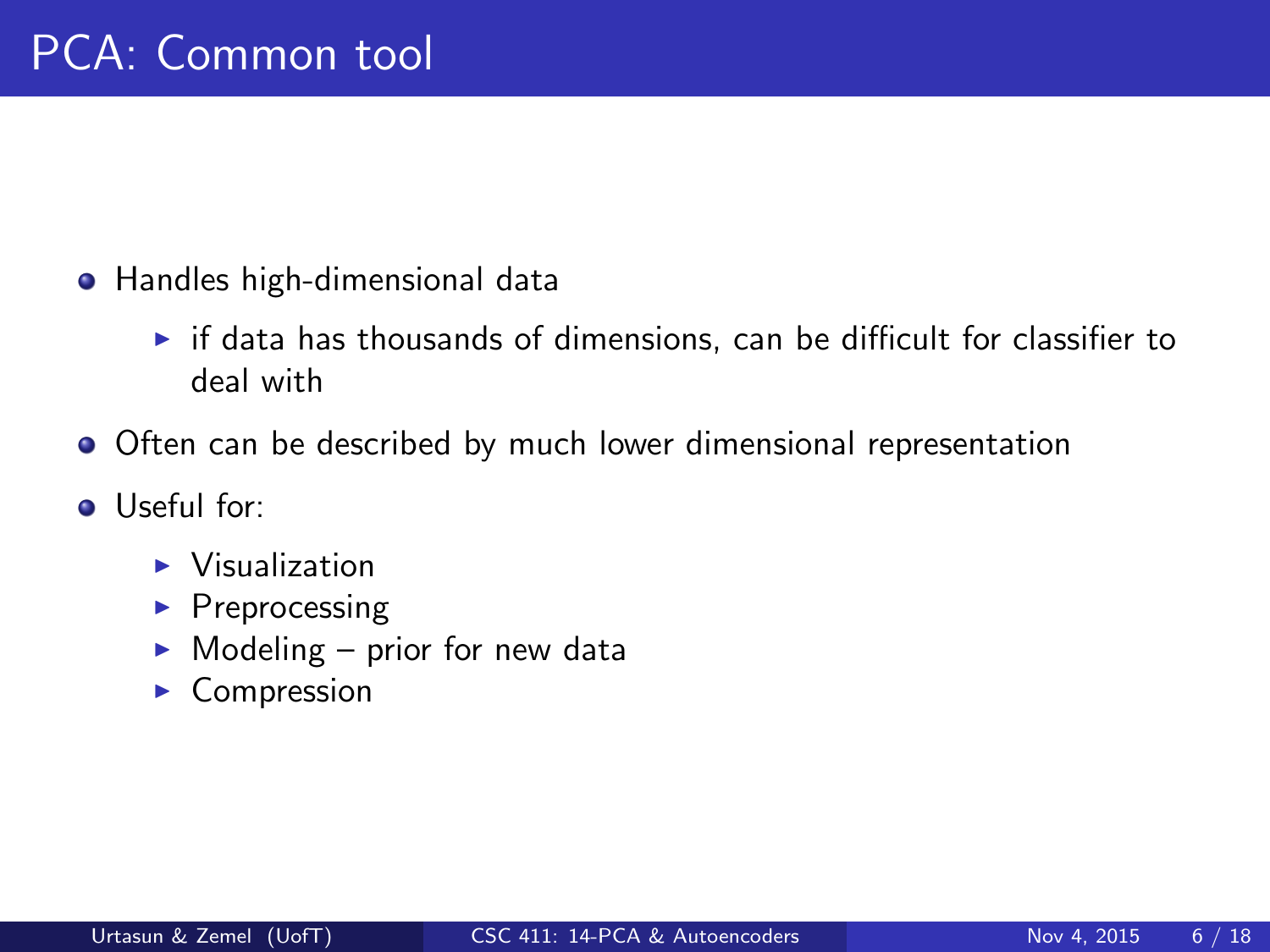# PCA: Common tool

- Handles high-dimensional data
  - if data has thousands of dimensions, can be difficult for classifier to deal with
- Often can be described by much lower dimensional representation
- Useful for:
  - Visualization
  - Preprocessing
  - Modeling – prior for new data
  - Compression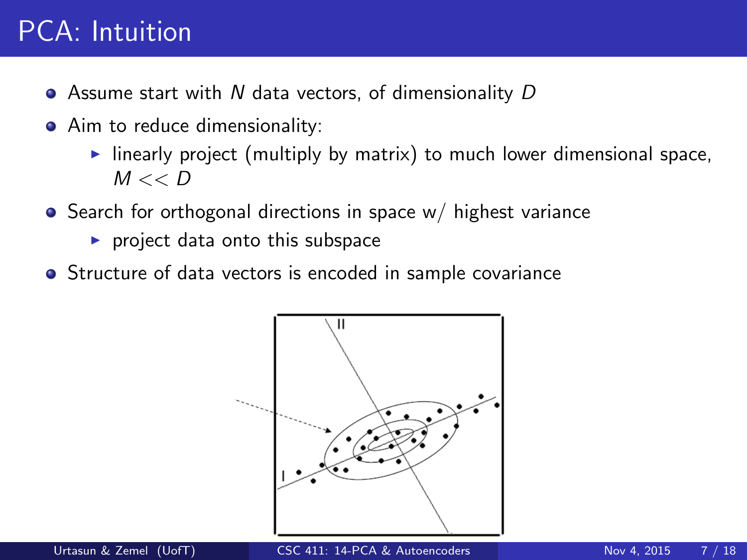# PCA: Intuition

- Assume start with $N$ data vectors, of dimensionality $D$
- Aim to reduce dimensionality:
  - linearly project (multiply by matrix) to much lower dimensional space, $M << D$
- Search for orthogonal directions in space w/ highest variance
  - project data onto this subspace
- Structure of data vectors is encoded in sample covariance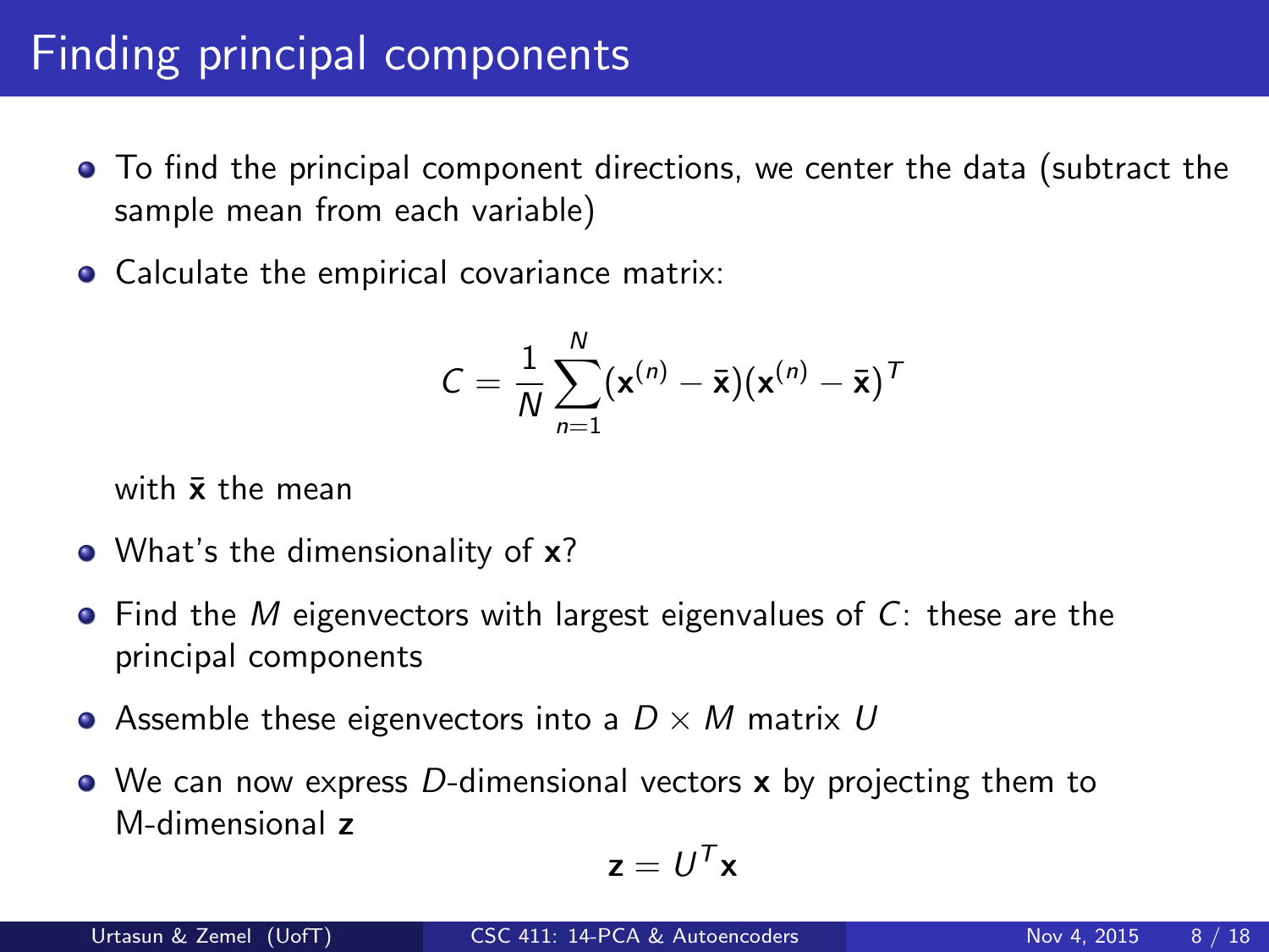# Finding principal components

- To find the principal component directions, we center the data (subtract the sample mean from each variable)
- Calculate the empirical covariance matrix:

$$C = \frac{1}{N} \sum_{n=1}^{N} (\mathbf{x}^{(n)} - \bar{\mathbf{x}})(\mathbf{x}^{(n)} - \bar{\mathbf{x}})^T$$

  with $\bar{\mathbf{x}}$ the mean

- What's the dimensionality of $\mathbf{x}$?
- Find the $M$ eigenvectors with largest eigenvalues of $C$: these are the principal components
- Assemble these eigenvectors into a $D \times M$ matrix $U$
- We can now express $D$-dimensional vectors $\mathbf{x}$ by projecting them to M-dimensional $\mathbf{z}$

$$\mathbf{z} = U^T \mathbf{x}$$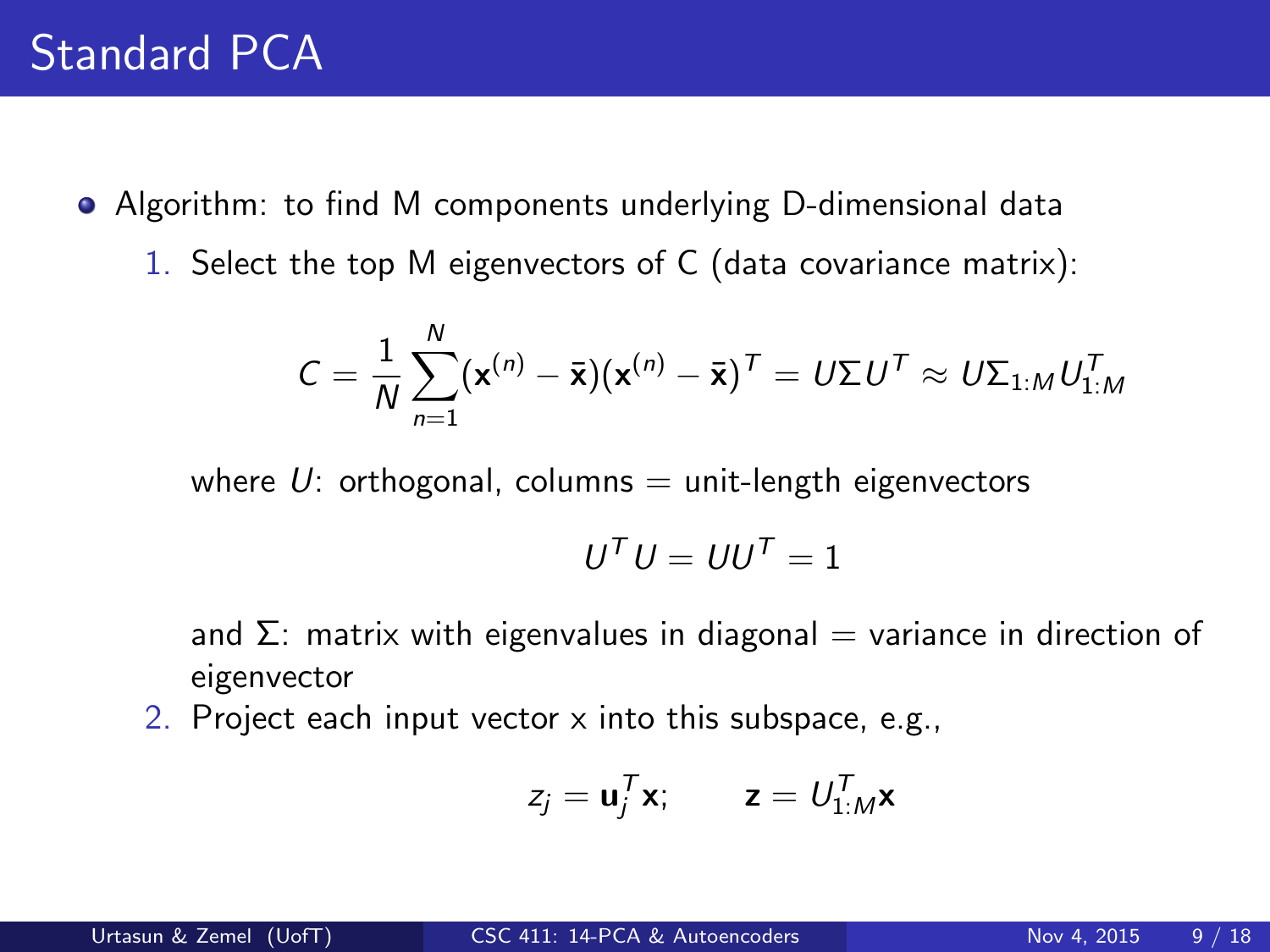# Standard PCA

- Algorithm: to find M components underlying D-dimensional data
  1. Select the top M eigenvectors of C (data covariance matrix):

     $$C = \frac{1}{N}\sum_{n=1}^{N}(\mathbf{x}^{(n)} - \bar{\mathbf{x}})(\mathbf{x}^{(n)} - \bar{\mathbf{x}})^T = U\Sigma U^T \approx U\Sigma_{1:M}U_{1:M}^T$$

     where $U$: orthogonal, columns = unit-length eigenvectors

     $$U^T U = UU^T = 1$$

     and $\Sigma$: matrix with eigenvalues in diagonal = variance in direction of eigenvector
  2. Project each input vector x into this subspace, e.g.,

     $$z_j = \mathbf{u}_j^T \mathbf{x}; \qquad \mathbf{z} = U_{1:M}^T \mathbf{x}$$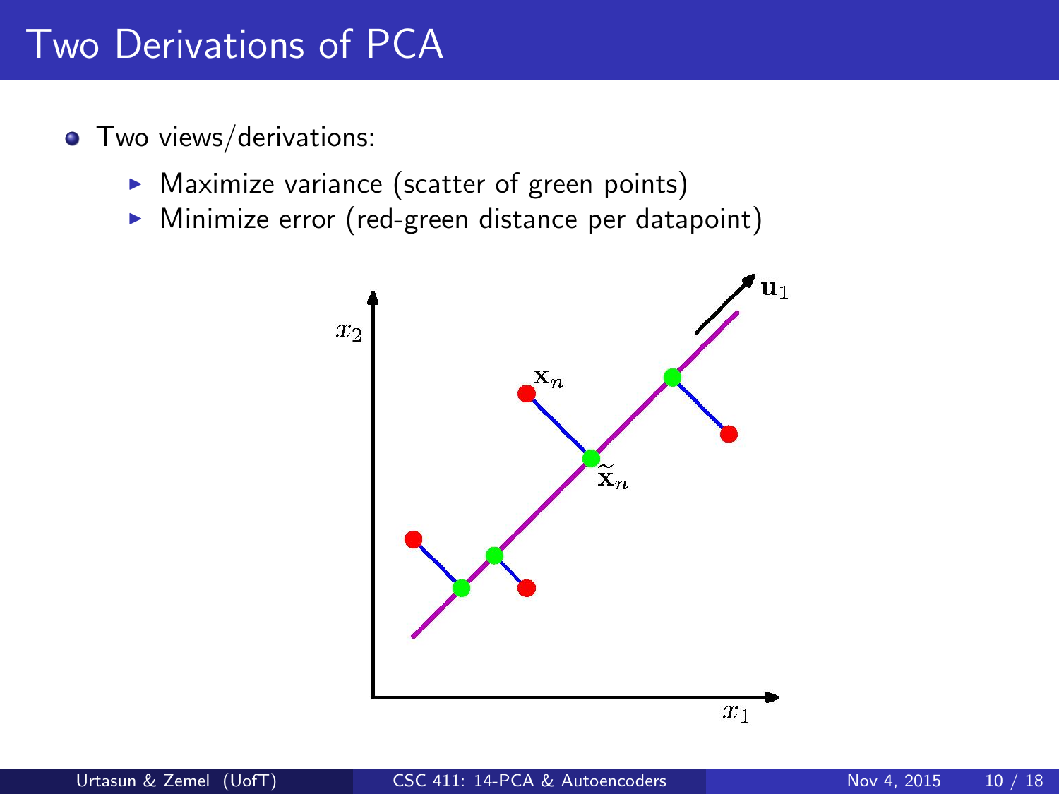# Two Derivations of PCA

- Two views/derivations:
  - Maximize variance (scatter of green points)
  - Minimize error (red-green distance per datapoint)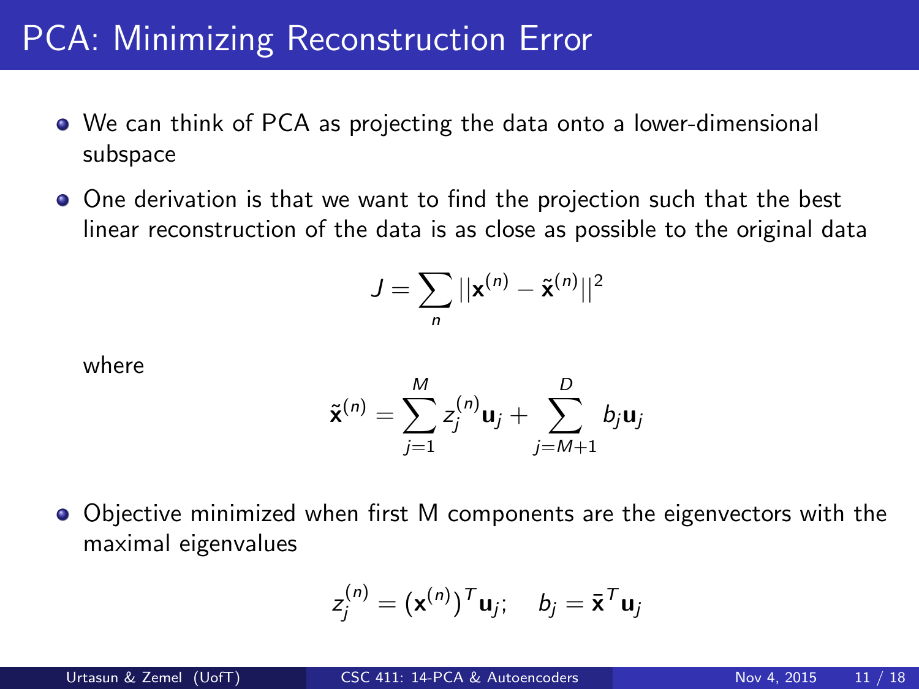# PCA: Minimizing Reconstruction Error

- We can think of PCA as projecting the data onto a lower-dimensional subspace
- One derivation is that we want to find the projection such that the best linear reconstruction of the data is as close as possible to the original data

$$J = \sum_n ||\mathbf{x}^{(n)} - \tilde{\mathbf{x}}^{(n)}||^2$$

where

$$\tilde{\mathbf{x}}^{(n)} = \sum_{j=1}^{M} z_j^{(n)} \mathbf{u}_j + \sum_{j=M+1}^{D} b_j \mathbf{u}_j$$

- Objective minimized when first M components are the eigenvectors with the maximal eigenvalues

$$z_j^{(n)} = (\mathbf{x}^{(n)})^T \mathbf{u}_j; \quad b_j = \bar{\mathbf{x}}^T \mathbf{u}_j$$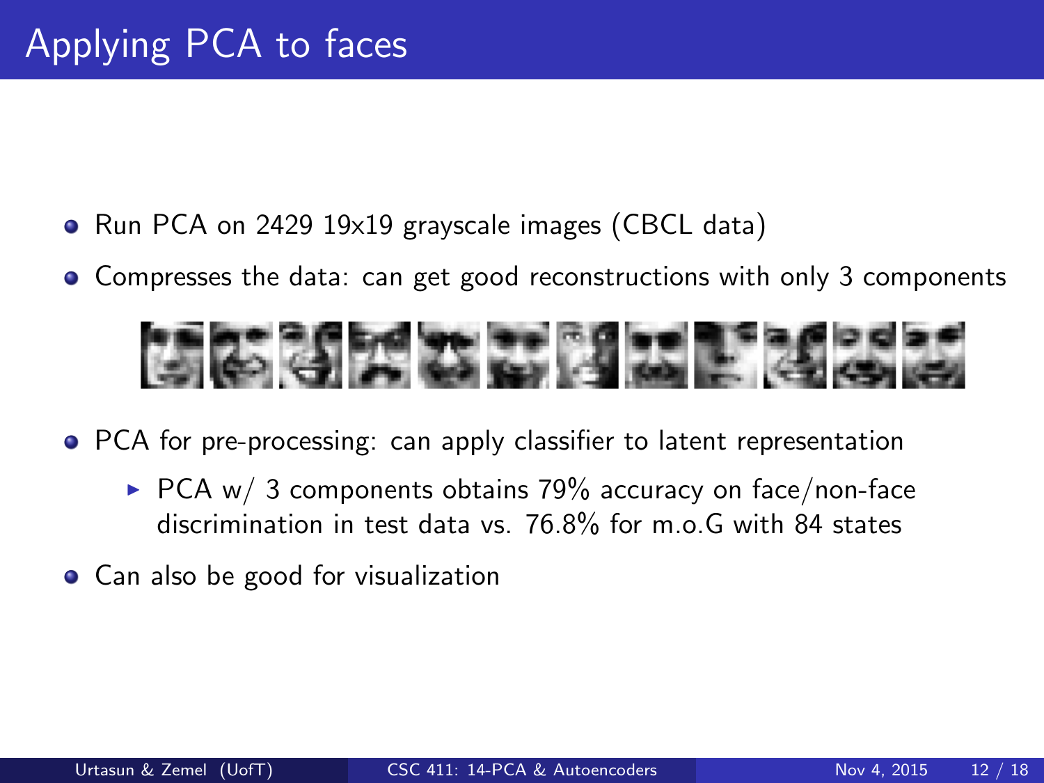# Applying PCA to faces

- Run PCA on 2429 19x19 grayscale images (CBCL data)
- Compresses the data: can get good reconstructions with only 3 components
- PCA for pre-processing: can apply classifier to latent representation
  - PCA w/ 3 components obtains 79% accuracy on face/non-face discrimination in test data vs. 76.8% for m.o.G with 84 states
- Can also be good for visualization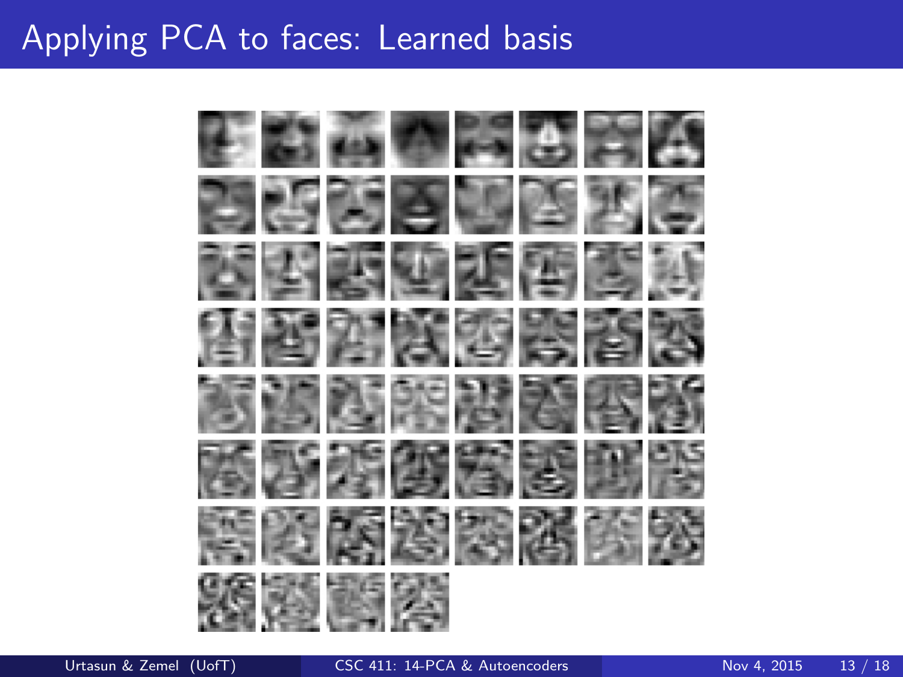# Applying PCA to faces: Learned basis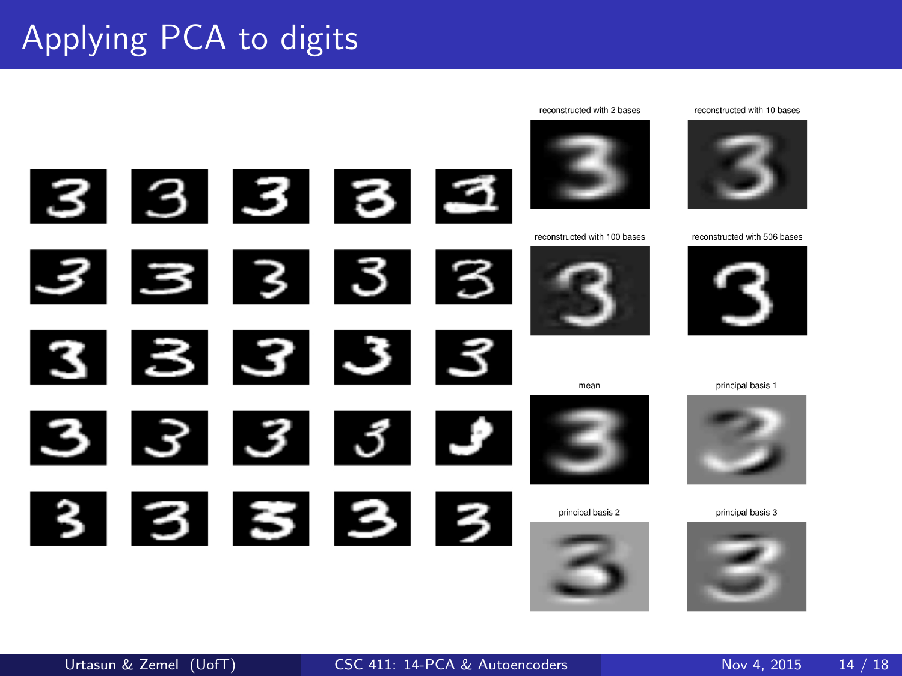# Applying PCA to digits

reconstructed with 2 bases

reconstructed with 10 bases

reconstructed with 100 bases

reconstructed with 506 bases

mean

principal basis 1

principal basis 2

principal basis 3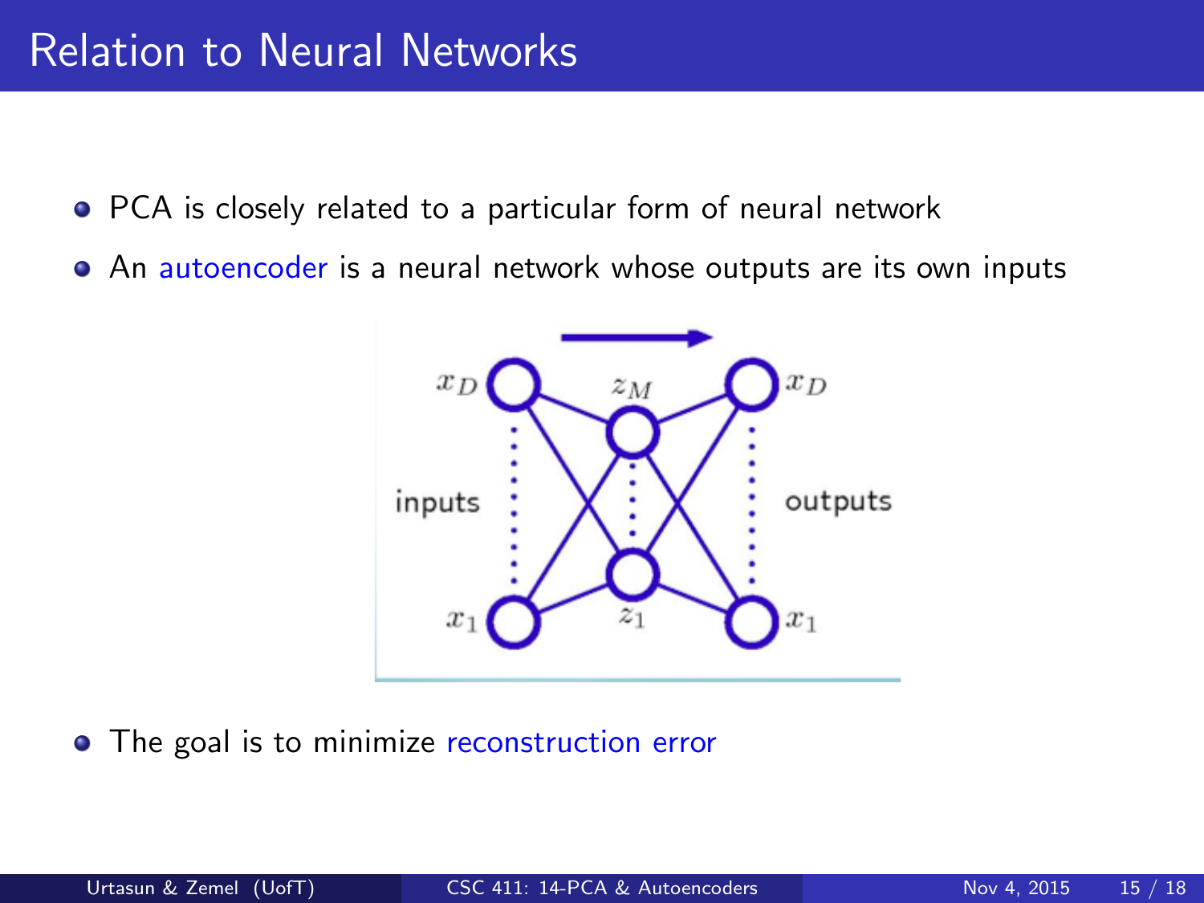# Relation to Neural Networks

- PCA is closely related to a particular form of neural network
- An autoencoder is a neural network whose outputs are its own inputs

- The goal is to minimize reconstruction error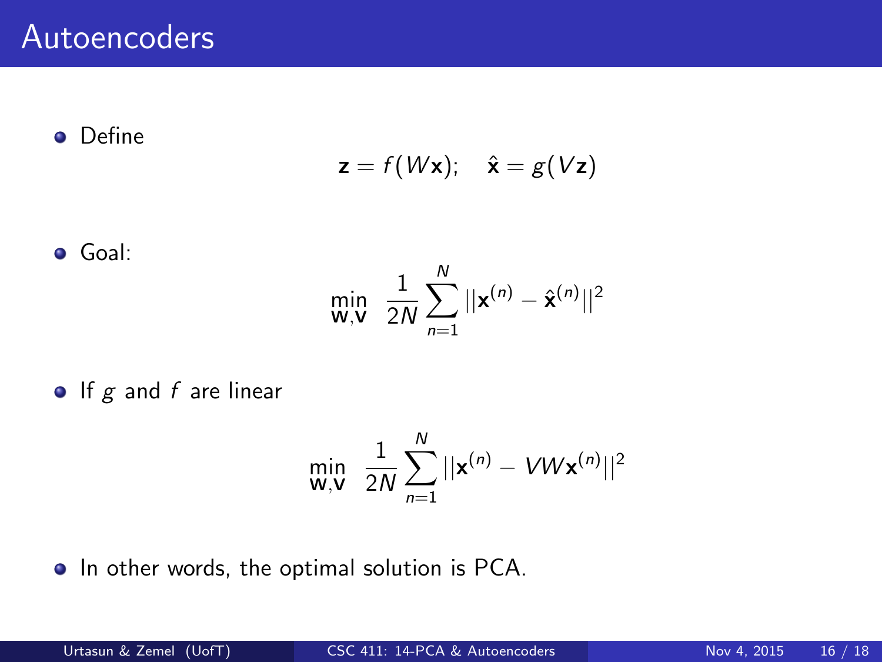# Autoencoders

- Define

$$\mathbf{z} = f(W\mathbf{x}); \quad \hat{\mathbf{x}} = g(V\mathbf{z})$$

- Goal:

$$\min_{\mathbf{W},\mathbf{V}} \ \frac{1}{2N} \sum_{n=1}^{N} ||\mathbf{x}^{(n)} - \hat{\mathbf{x}}^{(n)}||^2$$

- If $g$ and $f$ are linear

$$\min_{\mathbf{W},\mathbf{V}} \ \frac{1}{2N} \sum_{n=1}^{N} ||\mathbf{x}^{(n)} - VW\mathbf{x}^{(n)}||^2$$

- In other words, the optimal solution is PCA.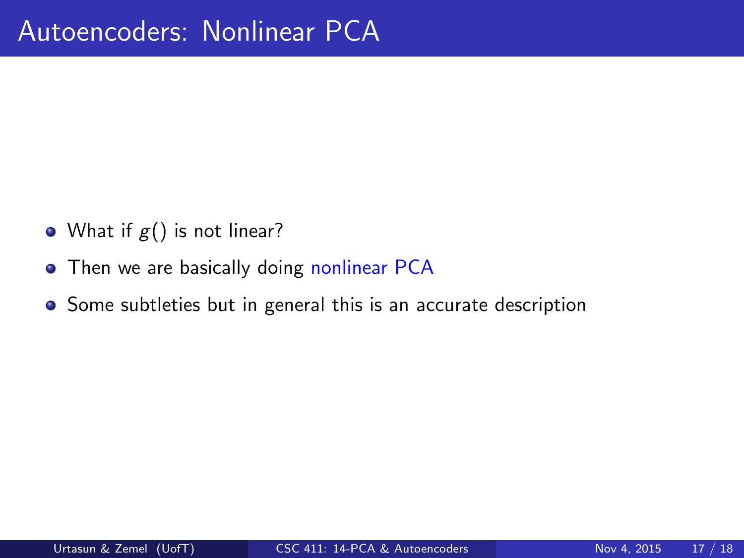# Autoencoders: Nonlinear PCA

- What if $g()$ is not linear?
- Then we are basically doing nonlinear PCA
- Some subtleties but in general this is an accurate description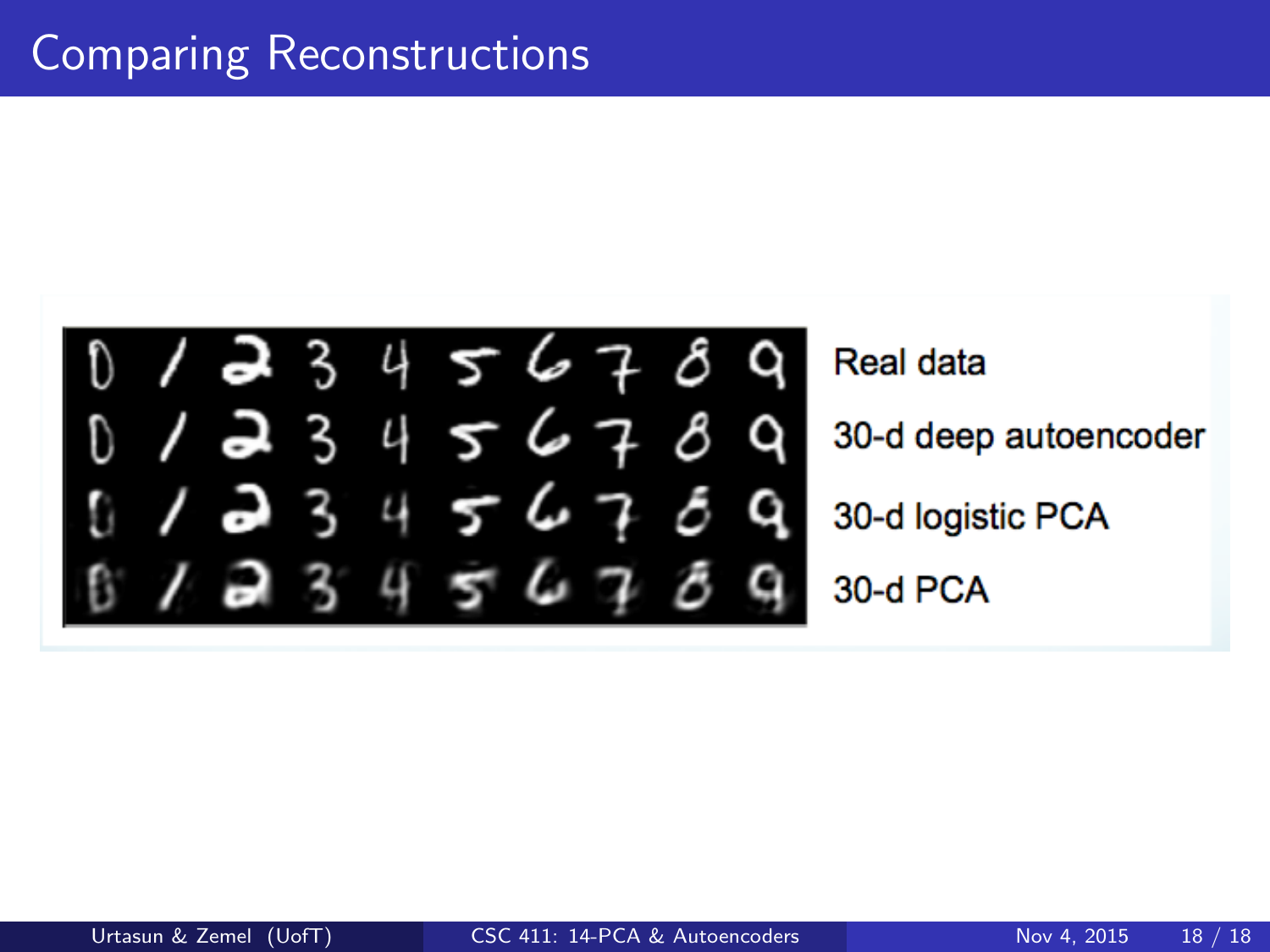# Comparing Reconstructions

Real data

30-d deep autoencoder

30-d logistic PCA

30-d PCA